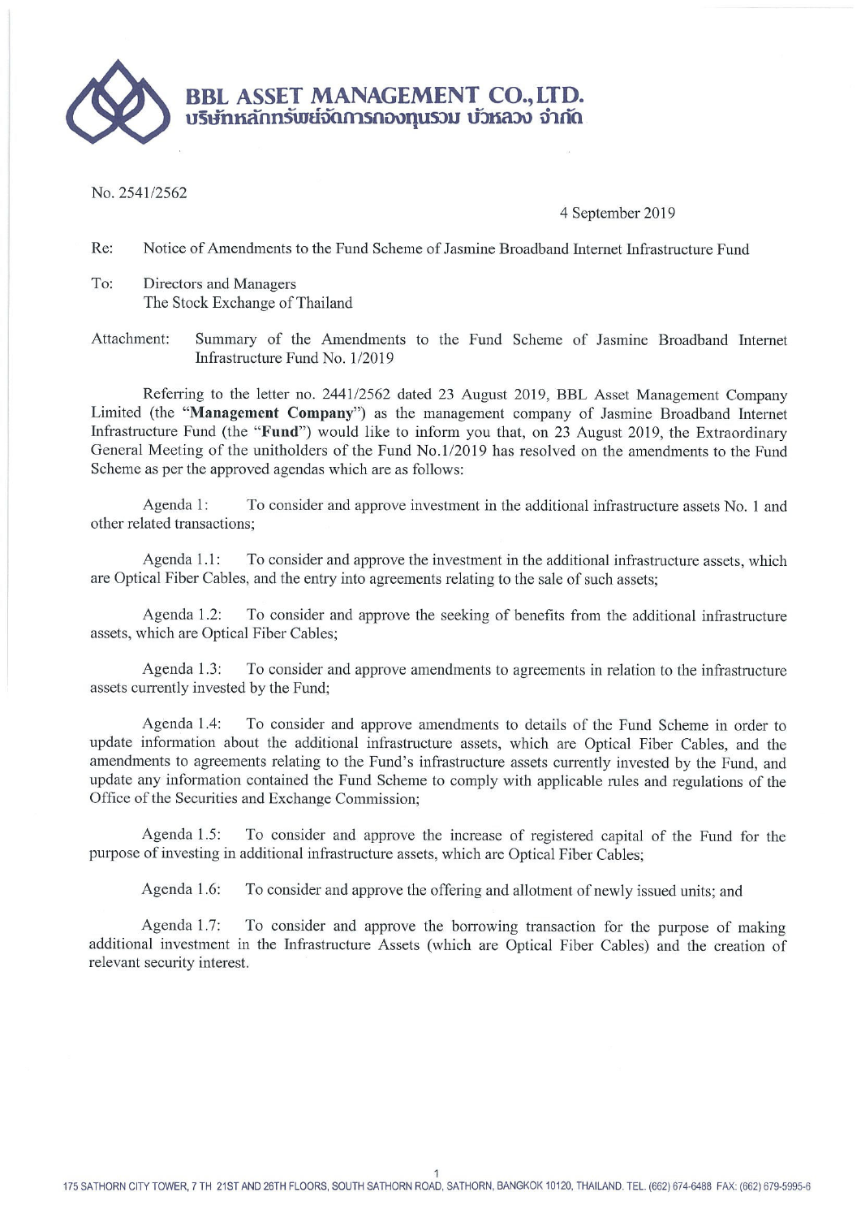**BBL ASSET MANAGEMENT CO., LTD.**
**บริษัทหลักทรัพย์จัดการกองทุนรวม บัวหลวง จำกัด**

No. 2541/2562

4 September 2019

Re: Notice of Amendments to the Fund Scheme of Jasmine Broadband Internet Infrastructure Fund

To: Directors and Managers
The Stock Exchange of Thailand

Attachment: Summary of the Amendments to the Fund Scheme of Jasmine Broadband Internet Infrastructure Fund No. 1/2019

Referring to the letter no. 2441/2562 dated 23 August 2019, BBL Asset Management Company Limited (the "**Management Company**") as the management company of Jasmine Broadband Internet Infrastructure Fund (the "**Fund**") would like to inform you that, on 23 August 2019, the Extraordinary General Meeting of the unitholders of the Fund No.1/2019 has resolved on the amendments to the Fund Scheme as per the approved agendas which are as follows:

Agenda 1: To consider and approve investment in the additional infrastructure assets No. 1 and other related transactions;

Agenda 1.1: To consider and approve the investment in the additional infrastructure assets, which are Optical Fiber Cables, and the entry into agreements relating to the sale of such assets;

Agenda 1.2: To consider and approve the seeking of benefits from the additional infrastructure assets, which are Optical Fiber Cables;

Agenda 1.3: To consider and approve amendments to agreements in relation to the infrastructure assets currently invested by the Fund;

Agenda 1.4: To consider and approve amendments to details of the Fund Scheme in order to update information about the additional infrastructure assets, which are Optical Fiber Cables, and the amendments to agreements relating to the Fund's infrastructure assets currently invested by the Fund, and update any information contained the Fund Scheme to comply with applicable rules and regulations of the Office of the Securities and Exchange Commission;

Agenda 1.5: To consider and approve the increase of registered capital of the Fund for the purpose of investing in additional infrastructure assets, which are Optical Fiber Cables;

Agenda 1.6: To consider and approve the offering and allotment of newly issued units; and

Agenda 1.7: To consider and approve the borrowing transaction for the purpose of making additional investment in the Infrastructure Assets (which are Optical Fiber Cables) and the creation of relevant security interest.

175 SATHORN CITY TOWER, 7 TH 21ST AND 26TH FLOORS, SOUTH SATHORN ROAD, SATHORN, BANGKOK 10120, THAILAND. TEL. (662) 674-6488 FAX: (662) 679-5995-6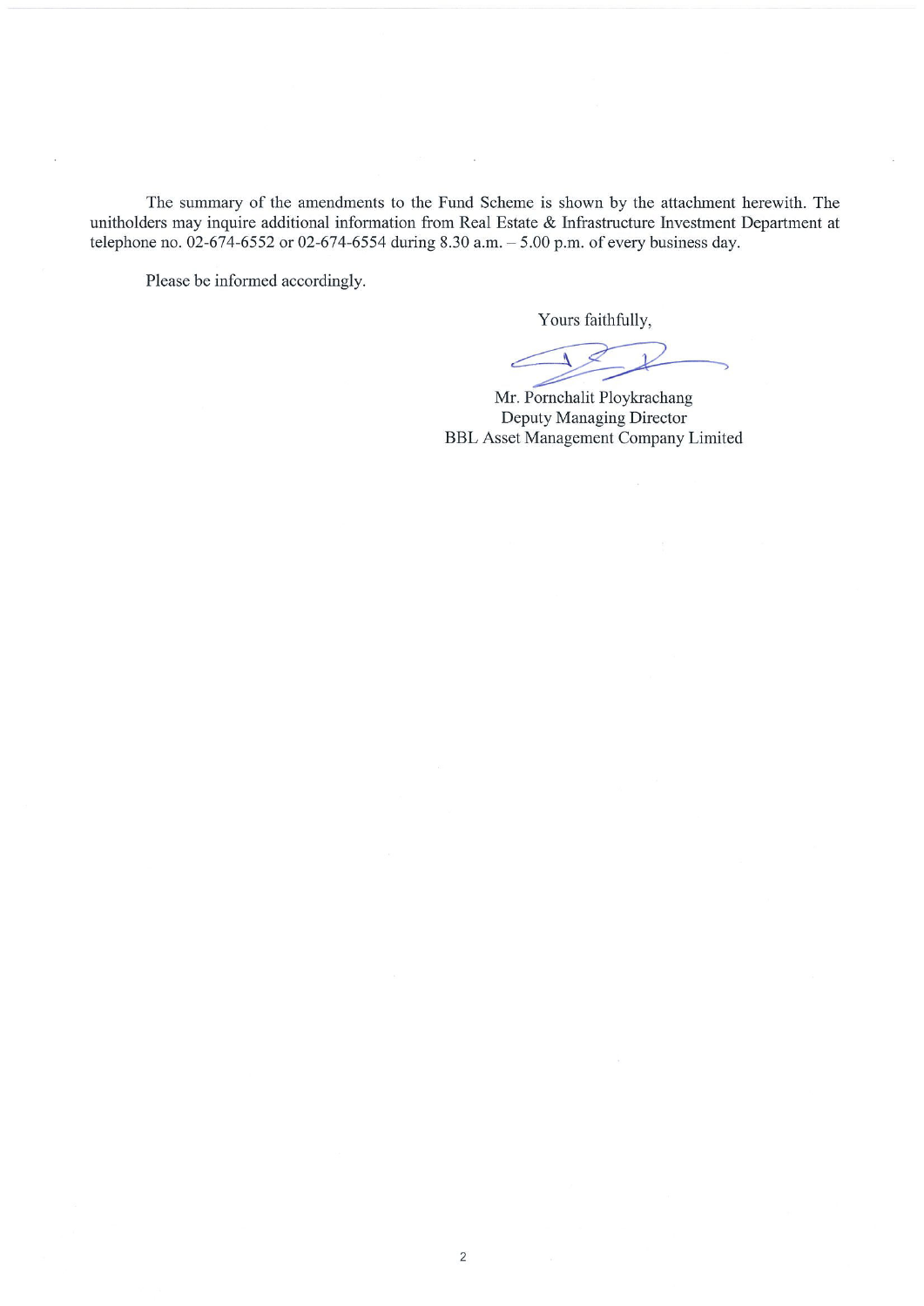The summary of the amendments to the Fund Scheme is shown by the attachment herewith. The unitholders may inquire additional information from Real Estate & Infrastructure Investment Department at telephone no. 02-674-6552 or 02-674-6554 during 8.30 a.m. – 5.00 p.m. of every business day.

Please be informed accordingly.

Yours faithfully,

Mr. Pornchalit Ploykrachang
Deputy Managing Director
BBL Asset Management Company Limited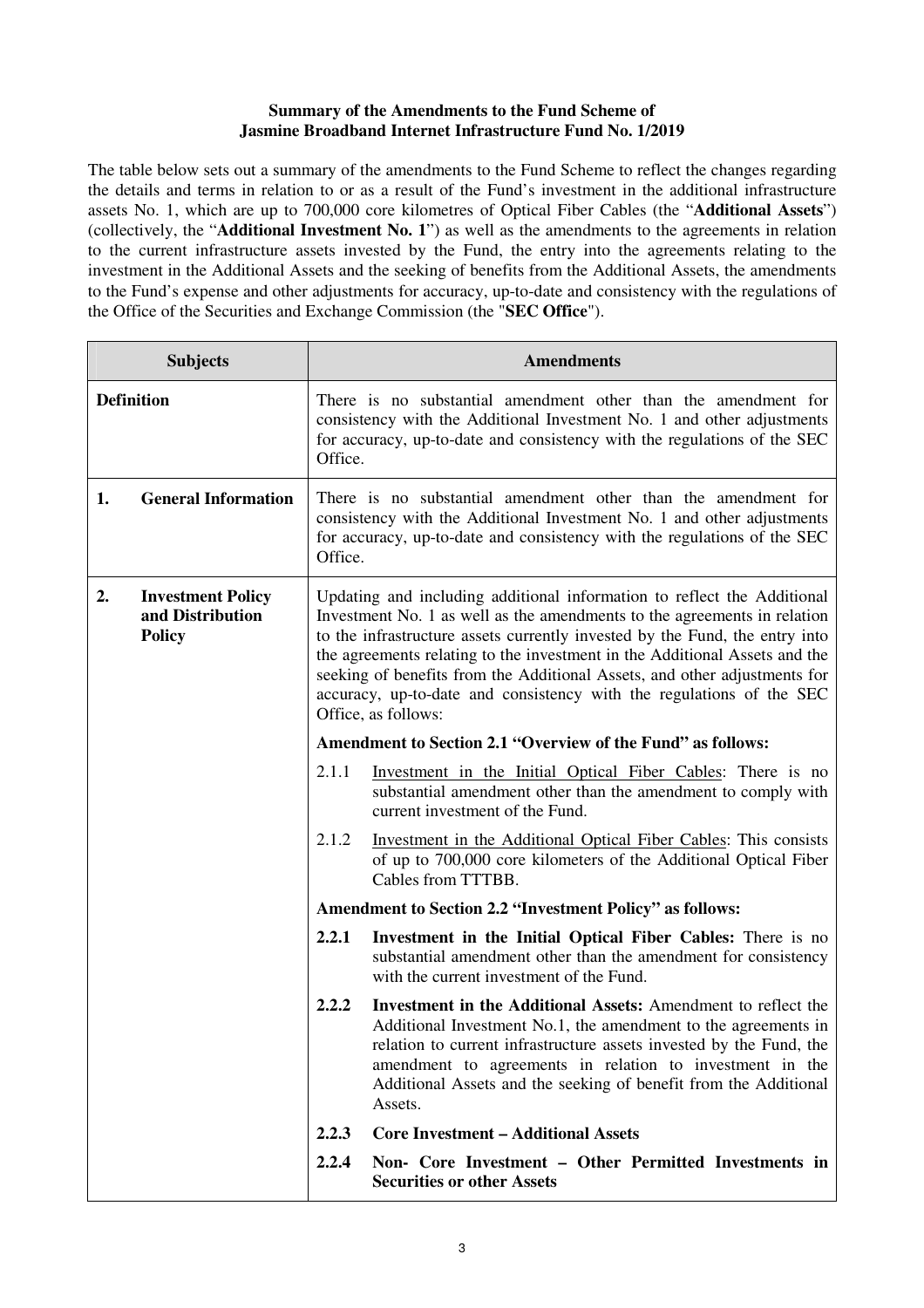**Summary of the Amendments to the Fund Scheme of Jasmine Broadband Internet Infrastructure Fund No. 1/2019**

The table below sets out a summary of the amendments to the Fund Scheme to reflect the changes regarding the details and terms in relation to or as a result of the Fund's investment in the additional infrastructure assets No. 1, which are up to 700,000 core kilometres of Optical Fiber Cables (the "**Additional Assets**") (collectively, the "**Additional Investment No. 1**") as well as the amendments to the agreements in relation to the current infrastructure assets invested by the Fund, the entry into the agreements relating to the investment in the Additional Assets and the seeking of benefits from the Additional Assets, the amendments to the Fund's expense and other adjustments for accuracy, up-to-date and consistency with the regulations of the Office of the Securities and Exchange Commission (the "**SEC Office**").

| Subjects | Amendments |
|---|---|
| **Definition** | There is no substantial amendment other than the amendment for consistency with the Additional Investment No. 1 and other adjustments for accuracy, up-to-date and consistency with the regulations of the SEC Office. |
| **1. General Information** | There is no substantial amendment other than the amendment for consistency with the Additional Investment No. 1 and other adjustments for accuracy, up-to-date and consistency with the regulations of the SEC Office. |
| **2. Investment Policy and Distribution Policy** | Updating and including additional information to reflect the Additional Investment No. 1 as well as the amendments to the agreements in relation to the infrastructure assets currently invested by the Fund, the entry into the agreements relating to the investment in the Additional Assets and the seeking of benefits from the Additional Assets, and other adjustments for accuracy, up-to-date and consistency with the regulations of the SEC Office, as follows:<br><br>**Amendment to Section 2.1 "Overview of the Fund" as follows:**<br><br>2.1.1 Investment in the Initial Optical Fiber Cables: There is no substantial amendment other than the amendment to comply with current investment of the Fund.<br><br>2.1.2 Investment in the Additional Optical Fiber Cables: This consists of up to 700,000 core kilometers of the Additional Optical Fiber Cables from TTTBB.<br><br>**Amendment to Section 2.2 "Investment Policy" as follows:**<br><br>**2.2.1 Investment in the Initial Optical Fiber Cables:** There is no substantial amendment other than the amendment for consistency with the current investment of the Fund.<br><br>**2.2.2 Investment in the Additional Assets:** Amendment to reflect the Additional Investment No.1, the amendment to the agreements in relation to current infrastructure assets invested by the Fund, the amendment to agreements in relation to investment in the Additional Assets and the seeking of benefit from the Additional Assets.<br><br>**2.2.3 Core Investment – Additional Assets**<br><br>**2.2.4 Non- Core Investment – Other Permitted Investments in Securities or other Assets** |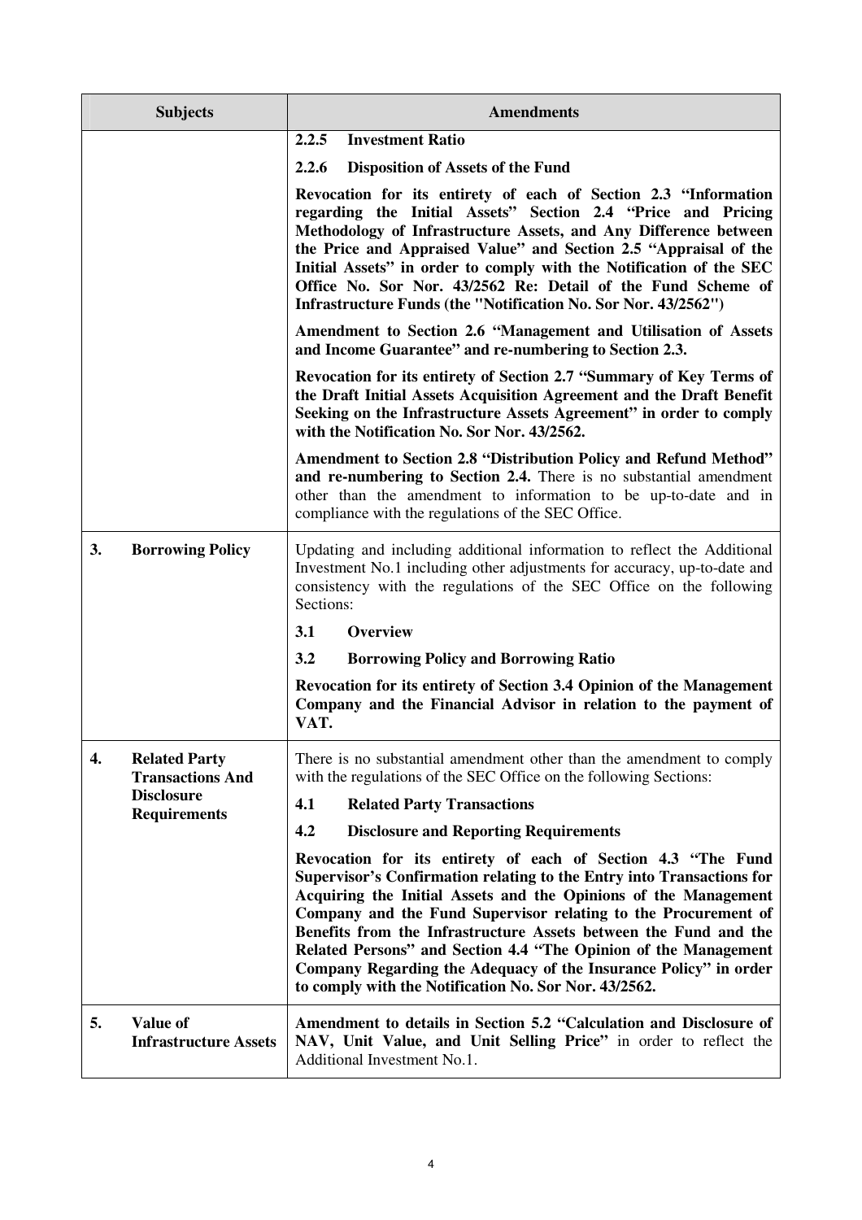| Subjects | Amendments |
|---|---|
| | **2.2.5 Investment Ratio**<br>**2.2.6 Disposition of Assets of the Fund**<br>**Revocation for its entirety of each of Section 2.3 "Information regarding the Initial Assets" Section 2.4 "Price and Pricing Methodology of Infrastructure Assets, and Any Difference between the Price and Appraised Value" and Section 2.5 "Appraisal of the Initial Assets" in order to comply with the Notification of the SEC Office No. Sor Nor. 43/2562 Re: Detail of the Fund Scheme of Infrastructure Funds (the "Notification No. Sor Nor. 43/2562")**<br>**Amendment to Section 2.6 "Management and Utilisation of Assets and Income Guarantee" and re-numbering to Section 2.3.**<br>**Revocation for its entirety of Section 2.7 "Summary of Key Terms of the Draft Initial Assets Acquisition Agreement and the Draft Benefit Seeking on the Infrastructure Assets Agreement" in order to comply with the Notification No. Sor Nor. 43/2562.**<br>**Amendment to Section 2.8 "Distribution Policy and Refund Method" and re-numbering to Section 2.4.** There is no substantial amendment other than the amendment to information to be up-to-date and in compliance with the regulations of the SEC Office. |
| **3. Borrowing Policy** | Updating and including additional information to reflect the Additional Investment No.1 including other adjustments for accuracy, up-to-date and consistency with the regulations of the SEC Office on the following Sections:<br>**3.1 Overview**<br>**3.2 Borrowing Policy and Borrowing Ratio**<br>**Revocation for its entirety of Section 3.4 Opinion of the Management Company and the Financial Advisor in relation to the payment of VAT.** |
| **4. Related Party Transactions And Disclosure Requirements** | There is no substantial amendment other than the amendment to comply with the regulations of the SEC Office on the following Sections:<br>**4.1 Related Party Transactions**<br>**4.2 Disclosure and Reporting Requirements**<br>**Revocation for its entirety of each of Section 4.3 "The Fund Supervisor's Confirmation relating to the Entry into Transactions for Acquiring the Initial Assets and the Opinions of the Management Company and the Fund Supervisor relating to the Procurement of Benefits from the Infrastructure Assets between the Fund and the Related Persons" and Section 4.4 "The Opinion of the Management Company Regarding the Adequacy of the Insurance Policy" in order to comply with the Notification No. Sor Nor. 43/2562.** |
| **5. Value of Infrastructure Assets** | **Amendment to details in Section 5.2 "Calculation and Disclosure of NAV, Unit Value, and Unit Selling Price"** in order to reflect the Additional Investment No.1. |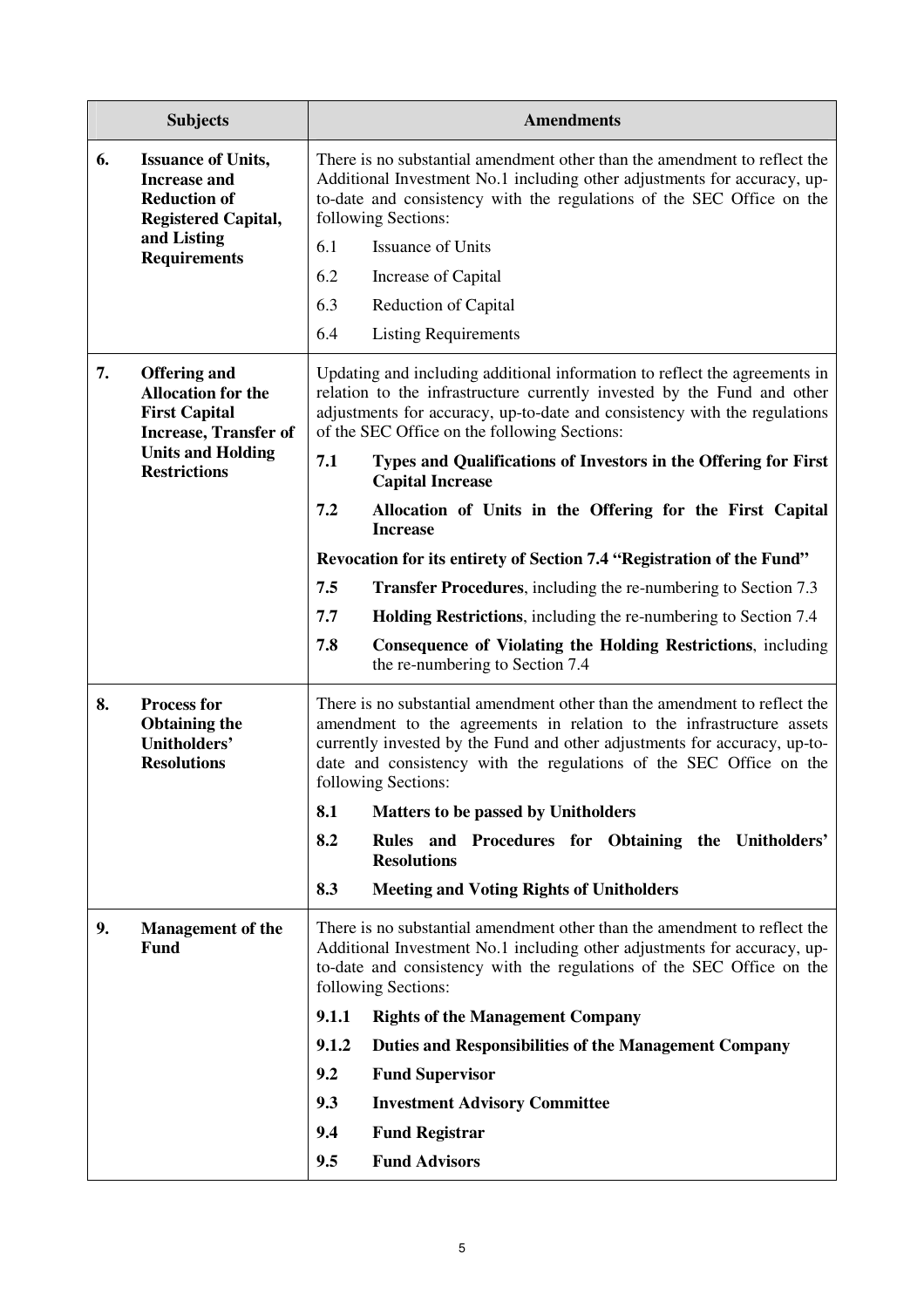| Subjects | Amendments |
| --- | --- |
| **6. Issuance of Units, Increase and Reduction of Registered Capital, and Listing Requirements** | There is no substantial amendment other than the amendment to reflect the Additional Investment No.1 including other adjustments for accuracy, up-to-date and consistency with the regulations of the SEC Office on the following Sections:<br>6.1 Issuance of Units<br>6.2 Increase of Capital<br>6.3 Reduction of Capital<br>6.4 Listing Requirements |
| **7. Offering and Allocation for the First Capital Increase, Transfer of Units and Holding Restrictions** | Updating and including additional information to reflect the agreements in relation to the infrastructure currently invested by the Fund and other adjustments for accuracy, up-to-date and consistency with the regulations of the SEC Office on the following Sections:<br>**7.1 Types and Qualifications of Investors in the Offering for First Capital Increase**<br>**7.2 Allocation of Units in the Offering for the First Capital Increase**<br>**Revocation for its entirety of Section 7.4 "Registration of the Fund"**<br>**7.5 Transfer Procedures**, including the re-numbering to Section 7.3<br>**7.7 Holding Restrictions**, including the re-numbering to Section 7.4<br>**7.8 Consequence of Violating the Holding Restrictions**, including the re-numbering to Section 7.4 |
| **8. Process for Obtaining the Unitholders' Resolutions** | There is no substantial amendment other than the amendment to reflect the amendment to the agreements in relation to the infrastructure assets currently invested by the Fund and other adjustments for accuracy, up-to-date and consistency with the regulations of the SEC Office on the following Sections:<br>**8.1 Matters to be passed by Unitholders**<br>**8.2 Rules and Procedures for Obtaining the Unitholders' Resolutions**<br>**8.3 Meeting and Voting Rights of Unitholders** |
| **9. Management of the Fund** | There is no substantial amendment other than the amendment to reflect the Additional Investment No.1 including other adjustments for accuracy, up-to-date and consistency with the regulations of the SEC Office on the following Sections:<br>**9.1.1 Rights of the Management Company**<br>**9.1.2 Duties and Responsibilities of the Management Company**<br>**9.2 Fund Supervisor**<br>**9.3 Investment Advisory Committee**<br>**9.4 Fund Registrar**<br>**9.5 Fund Advisors** |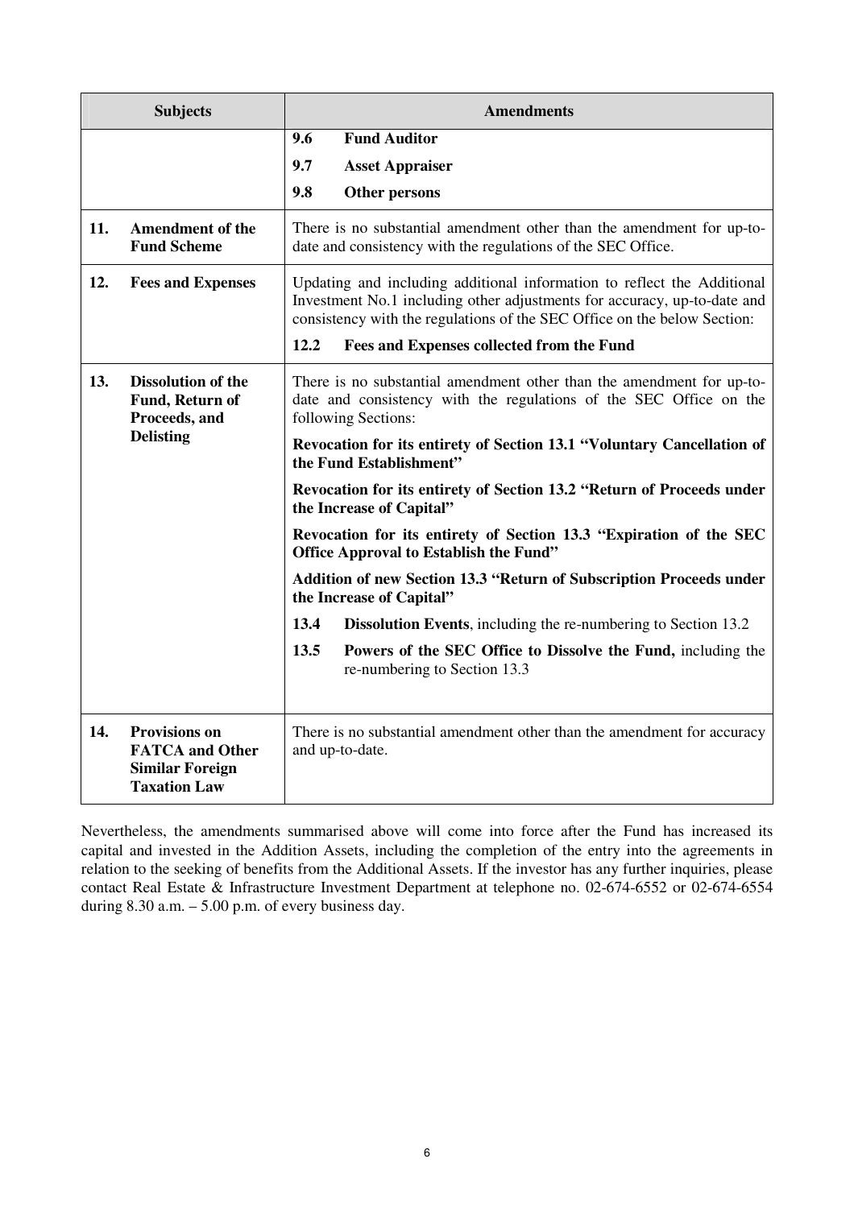| Subjects | Amendments |
|---|---|
| | **9.6 Fund Auditor**<br>**9.7 Asset Appraiser**<br>**9.8 Other persons** |
| **11. Amendment of the Fund Scheme** | There is no substantial amendment other than the amendment for up-to-date and consistency with the regulations of the SEC Office. |
| **12. Fees and Expenses** | Updating and including additional information to reflect the Additional Investment No.1 including other adjustments for accuracy, up-to-date and consistency with the regulations of the SEC Office on the below Section:<br>**12.2 Fees and Expenses collected from the Fund** |
| **13. Dissolution of the Fund, Return of Proceeds, and Delisting** | There is no substantial amendment other than the amendment for up-to-date and consistency with the regulations of the SEC Office on the following Sections:<br>**Revocation for its entirety of Section 13.1 "Voluntary Cancellation of the Fund Establishment"**<br>**Revocation for its entirety of Section 13.2 "Return of Proceeds under the Increase of Capital"**<br>**Revocation for its entirety of Section 13.3 "Expiration of the SEC Office Approval to Establish the Fund"**<br>**Addition of new Section 13.3 "Return of Subscription Proceeds under the Increase of Capital"**<br>**13.4 Dissolution Events**, including the re-numbering to Section 13.2<br>**13.5 Powers of the SEC Office to Dissolve the Fund,** including the re-numbering to Section 13.3 |
| **14. Provisions on FATCA and Other Similar Foreign Taxation Law** | There is no substantial amendment other than the amendment for accuracy and up-to-date. |

Nevertheless, the amendments summarised above will come into force after the Fund has increased its capital and invested in the Addition Assets, including the completion of the entry into the agreements in relation to the seeking of benefits from the Additional Assets. If the investor has any further inquiries, please contact Real Estate & Infrastructure Investment Department at telephone no. 02-674-6552 or 02-674-6554 during 8.30 a.m. – 5.00 p.m. of every business day.